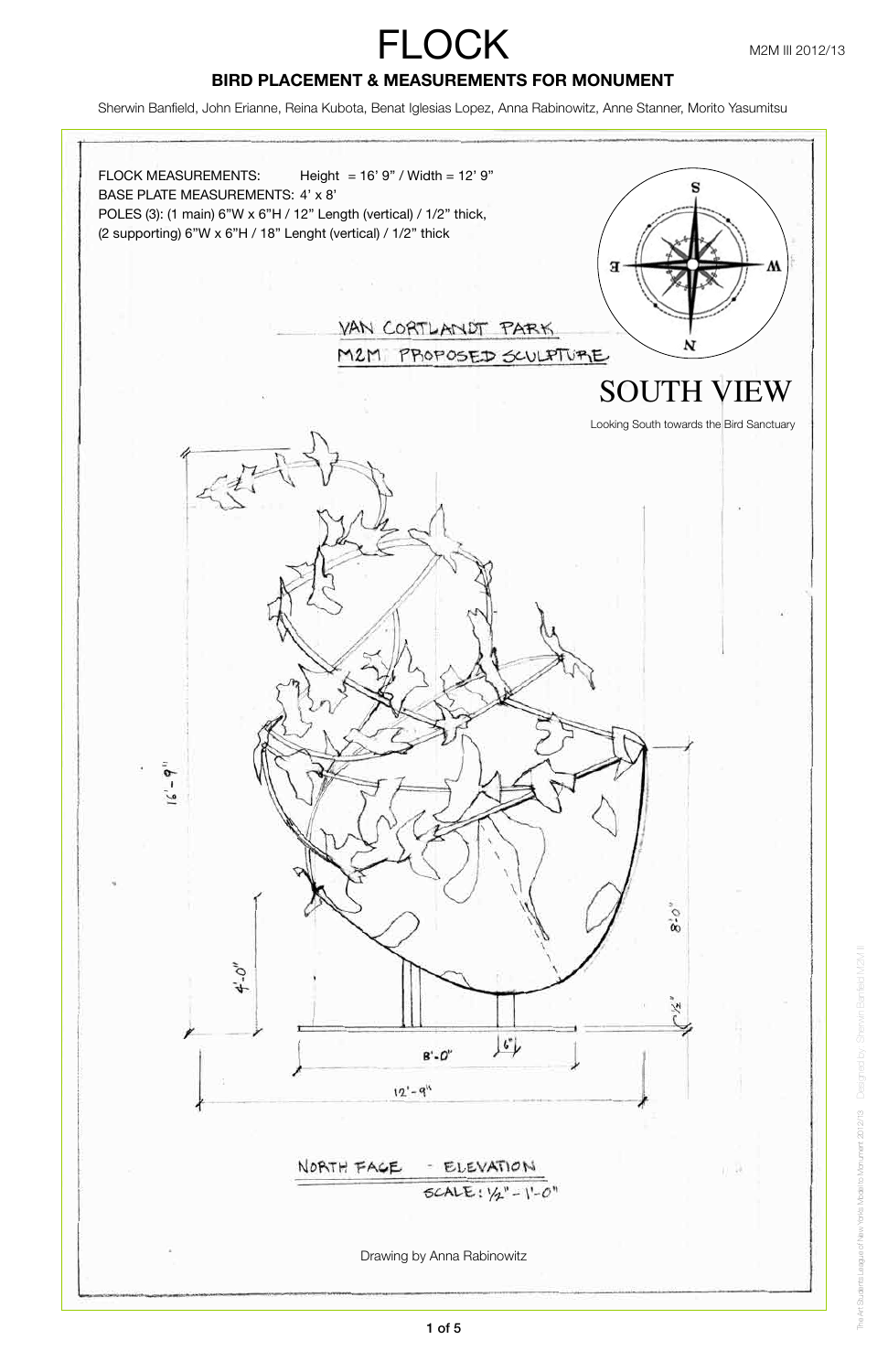# FLOCK

M2M III 2012/13

## BIRD PLACEMENT & MEASUREMENTS FOR MONUMENT

Sherwin Banfield, John Erianne, Reina Kubota, Benat Iglesias Lopez, Anna Rabinowitz, Anne Stanner, Morito Yasumitsu

FLOCK MEASUREMENTS: Height = 16' 9" / Width = 12' 9"
BASE PLATE MEASUREMENTS: 4' x 8'
POLES (3): (1 main) 6"W x 6"H / 12" Length (vertical) / 1/2" thick,
(2 supporting) 6"W x 6"H / 18" Lenght (vertical) / 1/2" thick

S
E W
N

VAN CORTLANDT PARK
M2M PROPOSED SCULPTURE

## SOUTH VIEW

Looking South towards the Bird Sanctuary

16'-9"
4'-0"
8'-0"
1/2"
6"
8'-0"
12'-9"

NORTH FACE - ELEVATION
SCALE: 1/2" - 1'-0"

Drawing by Anna Rabinowitz

The Art Students League of New York: Model to Monument 2012/13 Designed by: Sherwin Banfield M2M III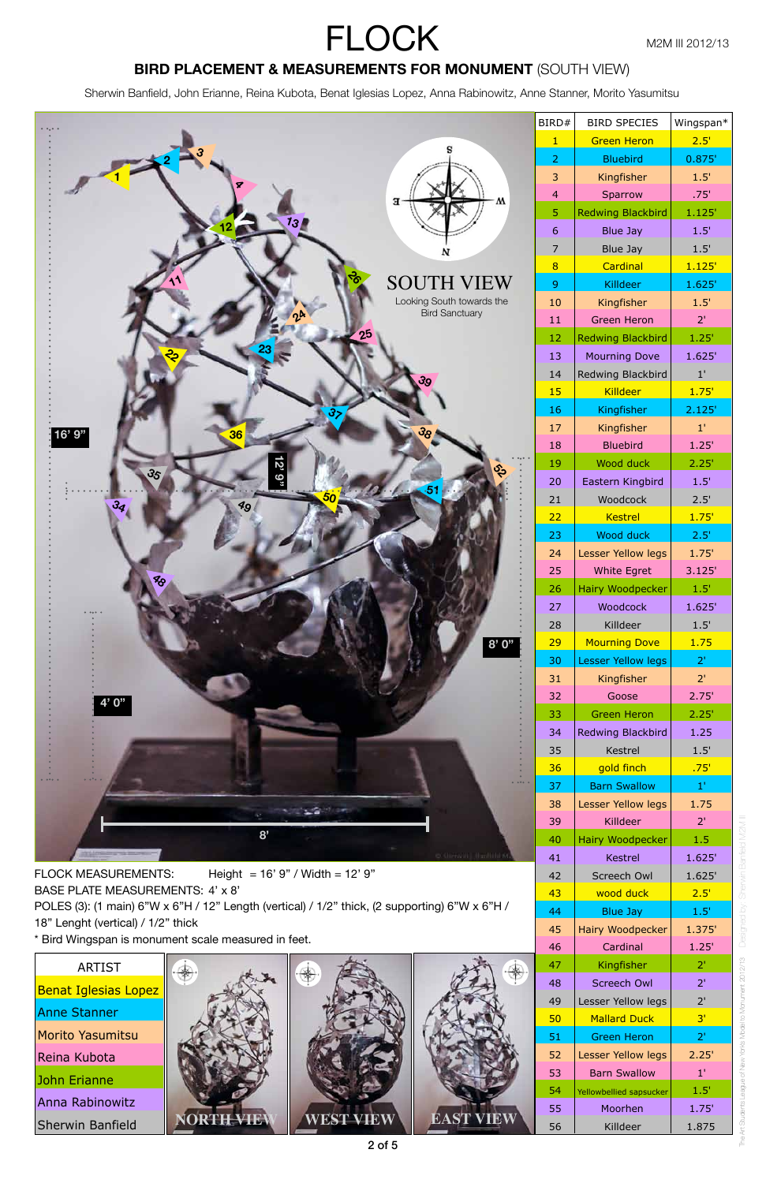# FLOCK

M2M III 2012/13

## BIRD PLACEMENT & MEASUREMENTS FOR MONUMENT (SOUTH VIEW)

Sherwin Banfield, John Erianne, Reina Kubota, Benat Iglesias Lopez, Anna Rabinowitz, Anne Stanner, Morito Yasumitsu

SOUTH VIEW

Looking South towards the Bird Sanctuary

| BIRD# | BIRD SPECIES | Wingspan* |
|---|---|---|
| 1 | Green Heron | 2.5' |
| 2 | Bluebird | 0.875' |
| 3 | Kingfisher | 1.5' |
| 4 | Sparrow | .75' |
| 5 | Redwing Blackbird | 1.125' |
| 6 | Blue Jay | 1.5' |
| 7 | Blue Jay | 1.5' |
| 8 | Cardinal | 1.125' |
| 9 | Killdeer | 1.625' |
| 10 | Kingfisher | 1.5' |
| 11 | Green Heron | 2' |
| 12 | Redwing Blackbird | 1.25' |
| 13 | Mourning Dove | 1.625' |
| 14 | Redwing Blackbird | 1' |
| 15 | Killdeer | 1.75' |
| 16 | Kingfisher | 2.125' |
| 17 | Kingfisher | 1' |
| 18 | Bluebird | 1.25' |
| 19 | Wood duck | 2.25' |
| 20 | Eastern Kingbird | 1.5' |
| 21 | Woodcock | 2.5' |
| 22 | Kestrel | 1.75' |
| 23 | Wood duck | 2.5' |
| 24 | Lesser Yellow legs | 1.75' |
| 25 | White Egret | 3.125' |
| 26 | Hairy Woodpecker | 1.5' |
| 27 | Woodcock | 1.625' |
| 28 | Killdeer | 1.5' |
| 29 | Mourning Dove | 1.75 |
| 30 | Lesser Yellow legs | 2' |
| 31 | Kingfisher | 2' |
| 32 | Goose | 2.75' |
| 33 | Green Heron | 2.25' |
| 34 | Redwing Blackbird | 1.25 |
| 35 | Kestrel | 1.5' |
| 36 | gold finch | .75' |
| 37 | Barn Swallow | 1' |
| 38 | Lesser Yellow legs | 1.75 |
| 39 | Killdeer | 2' |
| 40 | Hairy Woodpecker | 1.5 |
| 41 | Kestrel | 1.625' |
| 42 | Screech Owl | 1.625' |
| 43 | wood duck | 2.5' |
| 44 | Blue Jay | 1.5' |
| 45 | Hairy Woodpecker | 1.375' |
| 46 | Cardinal | 1.25' |
| 47 | Kingfisher | 2' |
| 48 | Screech Owl | 2' |
| 49 | Lesser Yellow legs | 2' |
| 50 | Mallard Duck | 3' |
| 51 | Green Heron | 2' |
| 52 | Lesser Yellow legs | 2.25' |
| 53 | Barn Swallow | 1' |
| 54 | Yellowbellied sapsucker | 1.5' |
| 55 | Moorhen | 1.75' |
| 56 | Killdeer | 1.875 |

FLOCK MEASUREMENTS: Height = 16' 9" / Width = 12' 9"

BASE PLATE MEASUREMENTS: 4' x 8'

POLES (3): (1 main) 6"W x 6"H / 12" Length (vertical) / 1/2" thick, (2 supporting) 6"W x 6"H / 18" Lenght (vertical) / 1/2" thick

\* Bird Wingspan is monument scale measured in feet.

| ARTIST |
|---|
| Benat Iglesias Lopez |
| Anne Stanner |
| Morito Yasumitsu |
| Reina Kubota |
| John Erianne |
| Anna Rabinowitz |
| Sherwin Banfield |

NORTH VIEW

WEST VIEW

EAST VIEW

The Art Students League of New York's Model to Monument 2012/13 · Designed by : Sherwin Banfield M2M III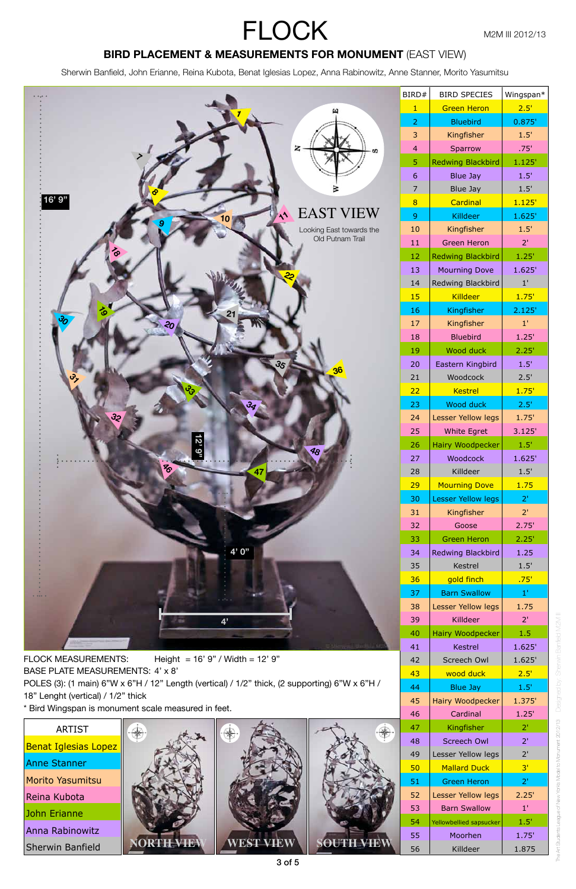# FLOCK

M2M III 2012/13

## BIRD PLACEMENT & MEASUREMENTS FOR MONUMENT (EAST VIEW)

Sherwin Banfield, John Erianne, Reina Kubota, Benat Iglesias Lopez, Anna Rabinowitz, Anne Stanner, Morito Yasumitsu

EAST VIEW

Looking East towards the Old Putnam Trail

| BIRD# | BIRD SPECIES | Wingspan* |
|---|---|---|
| 1 | Green Heron | 2.5' |
| 2 | Bluebird | 0.875' |
| 3 | Kingfisher | 1.5' |
| 4 | Sparrow | .75' |
| 5 | Redwing Blackbird | 1.125' |
| 6 | Blue Jay | 1.5' |
| 7 | Blue Jay | 1.5' |
| 8 | Cardinal | 1.125' |
| 9 | Killdeer | 1.625' |
| 10 | Kingfisher | 1.5' |
| 11 | Green Heron | 2' |
| 12 | Redwing Blackbird | 1.25' |
| 13 | Mourning Dove | 1.625' |
| 14 | Redwing Blackbird | 1' |
| 15 | Killdeer | 1.75' |
| 16 | Kingfisher | 2.125' |
| 17 | Kingfisher | 1' |
| 18 | Bluebird | 1.25' |
| 19 | Wood duck | 2.25' |
| 20 | Eastern Kingbird | 1.5' |
| 21 | Woodcock | 2.5' |
| 22 | Kestrel | 1.75' |
| 23 | Wood duck | 2.5' |
| 24 | Lesser Yellow legs | 1.75' |
| 25 | White Egret | 3.125' |
| 26 | Hairy Woodpecker | 1.5' |
| 27 | Woodcock | 1.625' |
| 28 | Killdeer | 1.5' |
| 29 | Mourning Dove | 1.75 |
| 30 | Lesser Yellow legs | 2' |
| 31 | Kingfisher | 2' |
| 32 | Goose | 2.75' |
| 33 | Green Heron | 2.25' |
| 34 | Redwing Blackbird | 1.25 |
| 35 | Kestrel | 1.5' |
| 36 | gold finch | .75' |
| 37 | Barn Swallow | 1' |
| 38 | Lesser Yellow legs | 1.75 |
| 39 | Killdeer | 2' |
| 40 | Hairy Woodpecker | 1.5 |
| 41 | Kestrel | 1.625' |
| 42 | Screech Owl | 1.625' |
| 43 | wood duck | 2.5' |
| 44 | Blue Jay | 1.5' |
| 45 | Hairy Woodpecker | 1.375' |
| 46 | Cardinal | 1.25' |
| 47 | Kingfisher | 2' |
| 48 | Screech Owl | 2' |
| 49 | Lesser Yellow legs | 2' |
| 50 | Mallard Duck | 3' |
| 51 | Green Heron | 2' |
| 52 | Lesser Yellow legs | 2.25' |
| 53 | Barn Swallow | 1' |
| 54 | Yellowbellied sapsucker | 1.5' |
| 55 | Moorhen | 1.75' |
| 56 | Killdeer | 1.875 |

FLOCK MEASUREMENTS: Height = 16' 9" / Width = 12' 9"

BASE PLATE MEASUREMENTS: 4' x 8'

POLES (3): (1 main) 6"W x 6"H / 12" Length (vertical) / 1/2" thick, (2 supporting) 6"W x 6"H / 18" Lenght (vertical) / 1/2" thick

\* Bird Wingspan is monument scale measured in feet.

| ARTIST |
|---|
| Benat Iglesias Lopez |
| Anne Stanner |
| Morito Yasumitsu |
| Reina Kubota |
| John Erianne |
| Anna Rabinowitz |
| Sherwin Banfield |

NORTH VIEW WEST VIEW SOUTH VIEW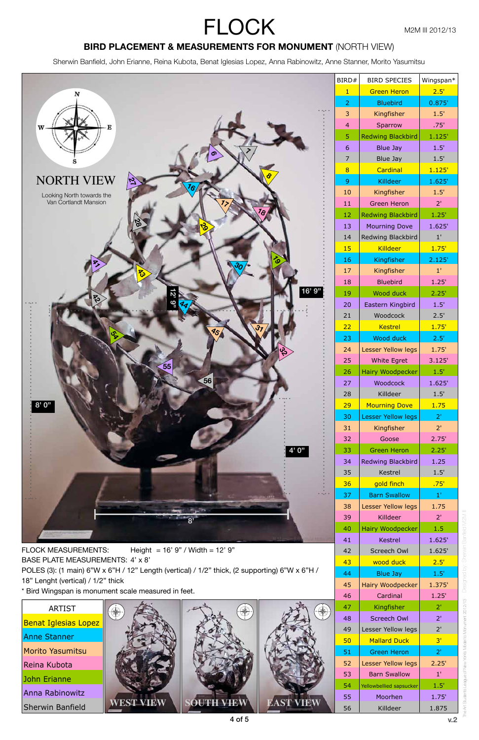# FLOCK

M2M III 2012/13

## BIRD PLACEMENT & MEASUREMENTS FOR MONUMENT (NORTH VIEW)

Sherwin Banfield, John Erianne, Reina Kubota, Benat Iglesias Lopez, Anna Rabinowitz, Anne Stanner, Morito Yasumitsu

NORTH VIEW

Looking North towards the Van Cortlandt Mansion

| BIRD# | BIRD SPECIES | Wingspan* |
|---|---|---|
| 1 | Green Heron | 2.5' |
| 2 | Bluebird | 0.875' |
| 3 | Kingfisher | 1.5' |
| 4 | Sparrow | .75' |
| 5 | Redwing Blackbird | 1.125' |
| 6 | Blue Jay | 1.5' |
| 7 | Blue Jay | 1.5' |
| 8 | Cardinal | 1.125' |
| 9 | Killdeer | 1.625' |
| 10 | Kingfisher | 1.5' |
| 11 | Green Heron | 2' |
| 12 | Redwing Blackbird | 1.25' |
| 13 | Mourning Dove | 1.625' |
| 14 | Redwing Blackbird | 1' |
| 15 | Killdeer | 1.75' |
| 16 | Kingfisher | 2.125' |
| 17 | Kingfisher | 1' |
| 18 | Bluebird | 1.25' |
| 19 | Wood duck | 2.25' |
| 20 | Eastern Kingbird | 1.5' |
| 21 | Woodcock | 2.5' |
| 22 | Kestrel | 1.75' |
| 23 | Wood duck | 2.5' |
| 24 | Lesser Yellow legs | 1.75' |
| 25 | White Egret | 3.125' |
| 26 | Hairy Woodpecker | 1.5' |
| 27 | Woodcock | 1.625' |
| 28 | Killdeer | 1.5' |
| 29 | Mourning Dove | 1.75 |
| 30 | Lesser Yellow legs | 2' |
| 31 | Kingfisher | 2' |
| 32 | Goose | 2.75' |
| 33 | Green Heron | 2.25' |
| 34 | Redwing Blackbird | 1.25 |
| 35 | Kestrel | 1.5' |
| 36 | gold finch | .75' |
| 37 | Barn Swallow | 1' |
| 38 | Lesser Yellow legs | 1.75 |
| 39 | Killdeer | 2' |
| 40 | Hairy Woodpecker | 1.5 |
| 41 | Kestrel | 1.625' |
| 42 | Screech Owl | 1.625' |
| 43 | wood duck | 2.5' |
| 44 | Blue Jay | 1.5' |
| 45 | Hairy Woodpecker | 1.375' |
| 46 | Cardinal | 1.25' |
| 47 | Kingfisher | 2' |
| 48 | Screech Owl | 2' |
| 49 | Lesser Yellow legs | 2' |
| 50 | Mallard Duck | 3' |
| 51 | Green Heron | 2' |
| 52 | Lesser Yellow legs | 2.25' |
| 53 | Barn Swallow | 1' |
| 54 | Yellowbellied sapsucker | 1.5' |
| 55 | Moorhen | 1.75' |
| 56 | Killdeer | 1.875 |

FLOCK MEASUREMENTS: Height = 16' 9" / Width = 12' 9"
BASE PLATE MEASUREMENTS: 4' x 8'
POLES (3): (1 main) 6"W x 6"H / 12" Length (vertical) / 1/2" thick, (2 supporting) 6"W x 6"H / 18" Lenght (vertical) / 1/2" thick
* Bird Wingspan is monument scale measured in feet.

| ARTIST |
|---|
| Benat Iglesias Lopez |
| Anne Stanner |
| Morito Yasumitsu |
| Reina Kubota |
| John Erianne |
| Anna Rabinowitz |
| Sherwin Banfield |

WEST VIEW SOUTH VIEW EAST VIEW

v.2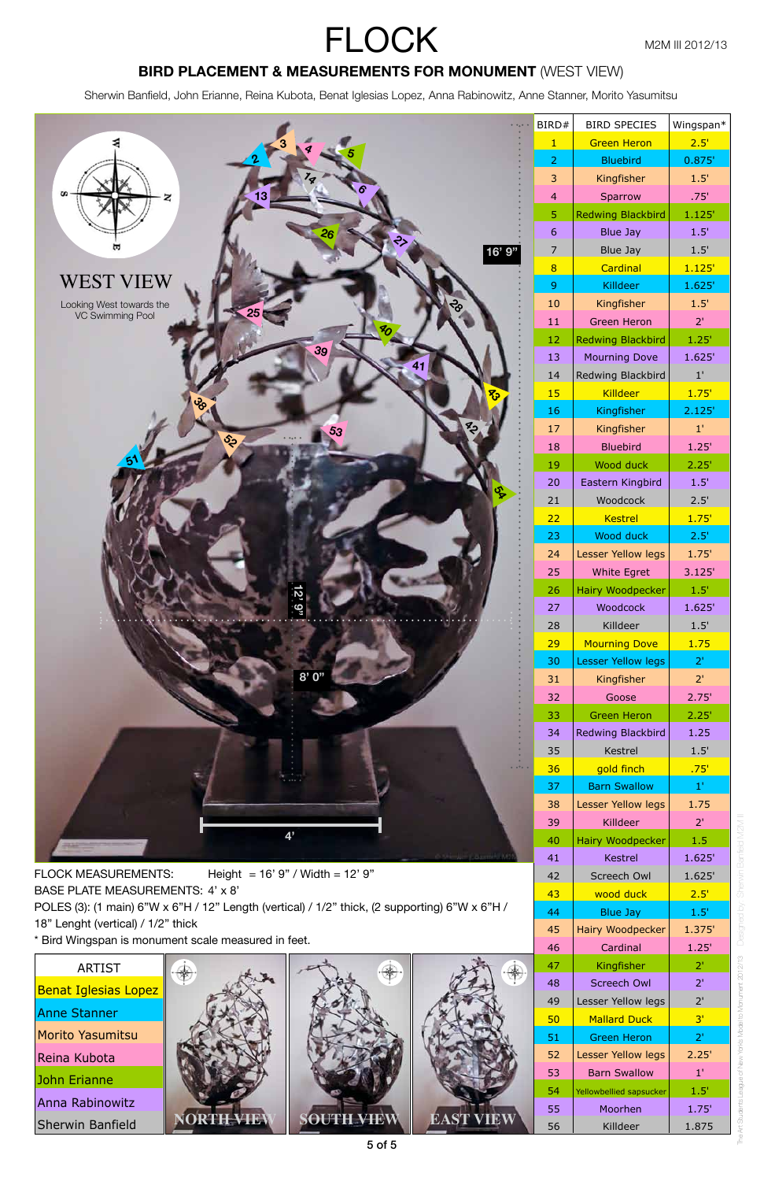# FLOCK

M2M III 2012/13

## BIRD PLACEMENT & MEASUREMENTS FOR MONUMENT (WEST VIEW)

Sherwin Banfield, John Erianne, Reina Kubota, Benat Iglesias Lopez, Anna Rabinowitz, Anne Stanner, Morito Yasumitsu

WEST VIEW

Looking West towards the VC Swimming Pool

16' 9"

12' 9"

8' 0"

4'

| BIRD# | BIRD SPECIES | Wingspan* |
|---|---|---|
| 1 | Green Heron | 2.5' |
| 2 | Bluebird | 0.875' |
| 3 | Kingfisher | 1.5' |
| 4 | Sparrow | .75' |
| 5 | Redwing Blackbird | 1.125' |
| 6 | Blue Jay | 1.5' |
| 7 | Blue Jay | 1.5' |
| 8 | Cardinal | 1.125' |
| 9 | Killdeer | 1.625' |
| 10 | Kingfisher | 1.5' |
| 11 | Green Heron | 2' |
| 12 | Redwing Blackbird | 1.25' |
| 13 | Mourning Dove | 1.625' |
| 14 | Redwing Blackbird | 1' |
| 15 | Killdeer | 1.75' |
| 16 | Kingfisher | 2.125' |
| 17 | Kingfisher | 1' |
| 18 | Bluebird | 1.25' |
| 19 | Wood duck | 2.25' |
| 20 | Eastern Kingbird | 1.5' |
| 21 | Woodcock | 2.5' |
| 22 | Kestrel | 1.75' |
| 23 | Wood duck | 2.5' |
| 24 | Lesser Yellow legs | 1.75' |
| 25 | White Egret | 3.125' |
| 26 | Hairy Woodpecker | 1.5' |
| 27 | Woodcock | 1.625' |
| 28 | Killdeer | 1.5' |
| 29 | Mourning Dove | 1.75 |
| 30 | Lesser Yellow legs | 2' |
| 31 | Kingfisher | 2' |
| 32 | Goose | 2.75' |
| 33 | Green Heron | 2.25' |
| 34 | Redwing Blackbird | 1.25 |
| 35 | Kestrel | 1.5' |
| 36 | gold finch | .75' |
| 37 | Barn Swallow | 1' |
| 38 | Lesser Yellow legs | 1.75 |
| 39 | Killdeer | 2' |
| 40 | Hairy Woodpecker | 1.5 |
| 41 | Kestrel | 1.625' |
| 42 | Screech Owl | 1.625' |
| 43 | wood duck | 2.5' |
| 44 | Blue Jay | 1.5' |
| 45 | Hairy Woodpecker | 1.375' |
| 46 | Cardinal | 1.25' |
| 47 | Kingfisher | 2' |
| 48 | Screech Owl | 2' |
| 49 | Lesser Yellow legs | 2' |
| 50 | Mallard Duck | 3' |
| 51 | Green Heron | 2' |
| 52 | Lesser Yellow legs | 2.25' |
| 53 | Barn Swallow | 1' |
| 54 | Yellowbellied sapsucker | 1.5' |
| 55 | Moorhen | 1.75' |
| 56 | Killdeer | 1.875 |

FLOCK MEASUREMENTS: Height = 16' 9" / Width = 12' 9"
BASE PLATE MEASUREMENTS: 4' x 8'
POLES (3): (1 main) 6"W x 6"H / 12" Length (vertical) / 1/2" thick, (2 supporting) 6"W x 6"H / 18" Lenght (vertical) / 1/2" thick
* Bird Wingspan is monument scale measured in feet.

| ARTIST |
|---|
| Benat Iglesias Lopez |
| Anne Stanner |
| Morito Yasumitsu |
| Reina Kubota |
| John Erianne |
| Anna Rabinowitz |
| Sherwin Banfield |

NORTH VIEW

SOUTH VIEW

EAST VIEW

The Art Students League of New York's Model to Monument 2012/13 Designed by: Sherwin Banfield M2M III